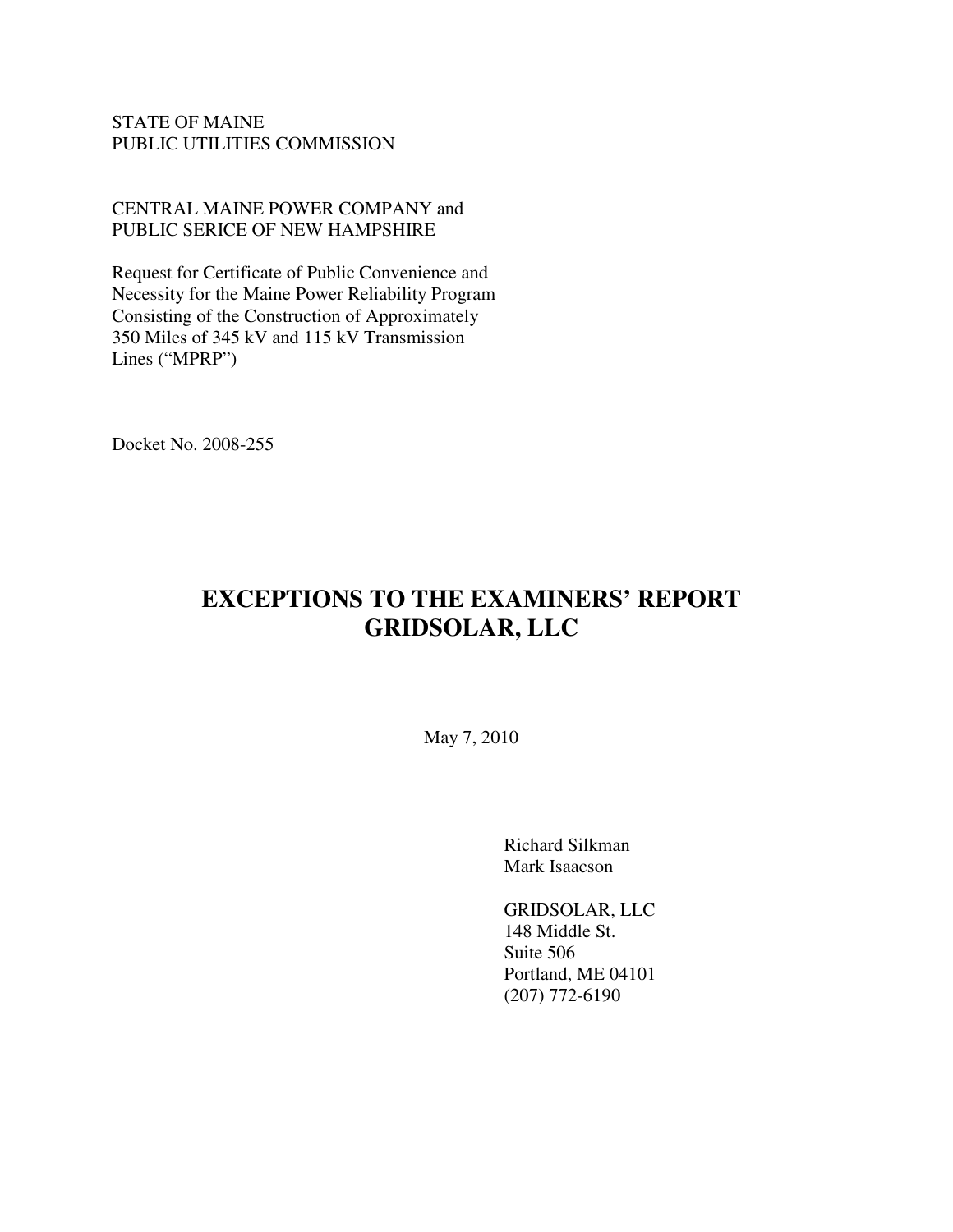STATE OF MAINE
PUBLIC UTILITIES COMMISSION

CENTRAL MAINE POWER COMPANY and
PUBLIC SERICE OF NEW HAMPSHIRE

Request for Certificate of Public Convenience and Necessity for the Maine Power Reliability Program Consisting of the Construction of Approximately 350 Miles of 345 kV and 115 kV Transmission Lines ("MPRP")

Docket No. 2008-255

# EXCEPTIONS TO THE EXAMINERS' REPORT
# GRIDSOLAR, LLC

May 7, 2010

Richard Silkman
Mark Isaacson

GRIDSOLAR, LLC
148 Middle St.
Suite 506
Portland, ME 04101
(207) 772-6190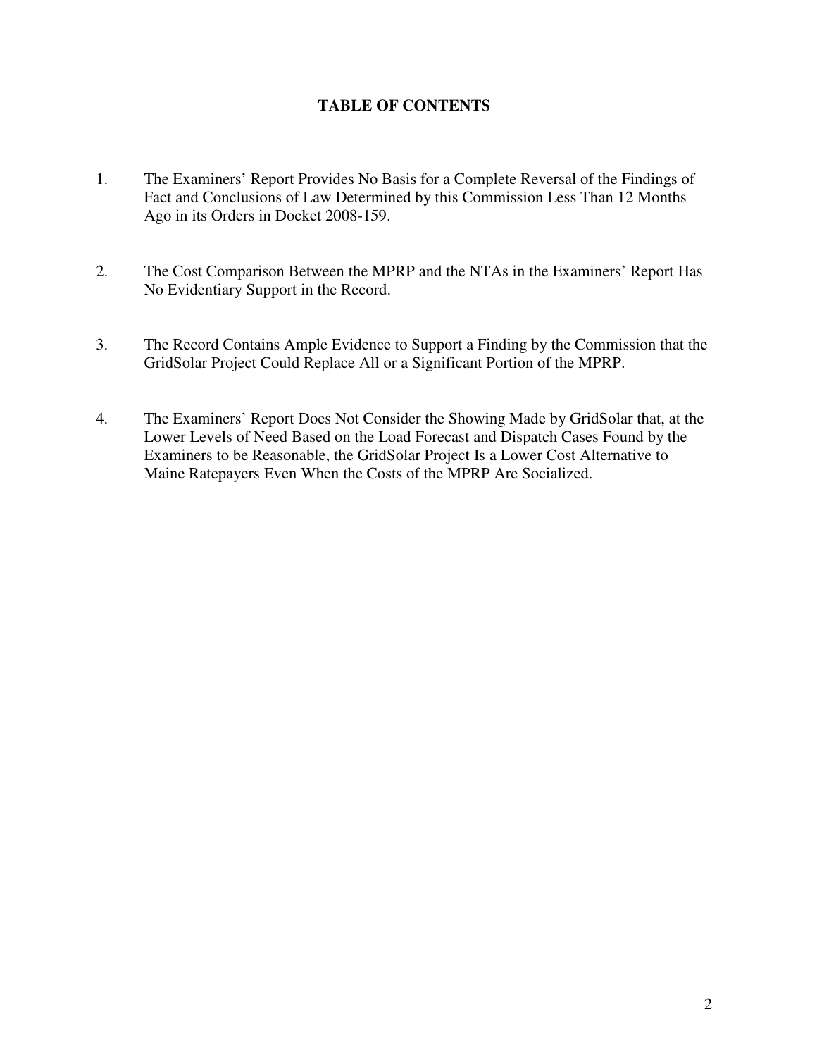## TABLE OF CONTENTS

1. The Examiners' Report Provides No Basis for a Complete Reversal of the Findings of Fact and Conclusions of Law Determined by this Commission Less Than 12 Months Ago in its Orders in Docket 2008-159.

2. The Cost Comparison Between the MPRP and the NTAs in the Examiners' Report Has No Evidentiary Support in the Record.

3. The Record Contains Ample Evidence to Support a Finding by the Commission that the GridSolar Project Could Replace All or a Significant Portion of the MPRP.

4. The Examiners' Report Does Not Consider the Showing Made by GridSolar that, at the Lower Levels of Need Based on the Load Forecast and Dispatch Cases Found by the Examiners to be Reasonable, the GridSolar Project Is a Lower Cost Alternative to Maine Ratepayers Even When the Costs of the MPRP Are Socialized.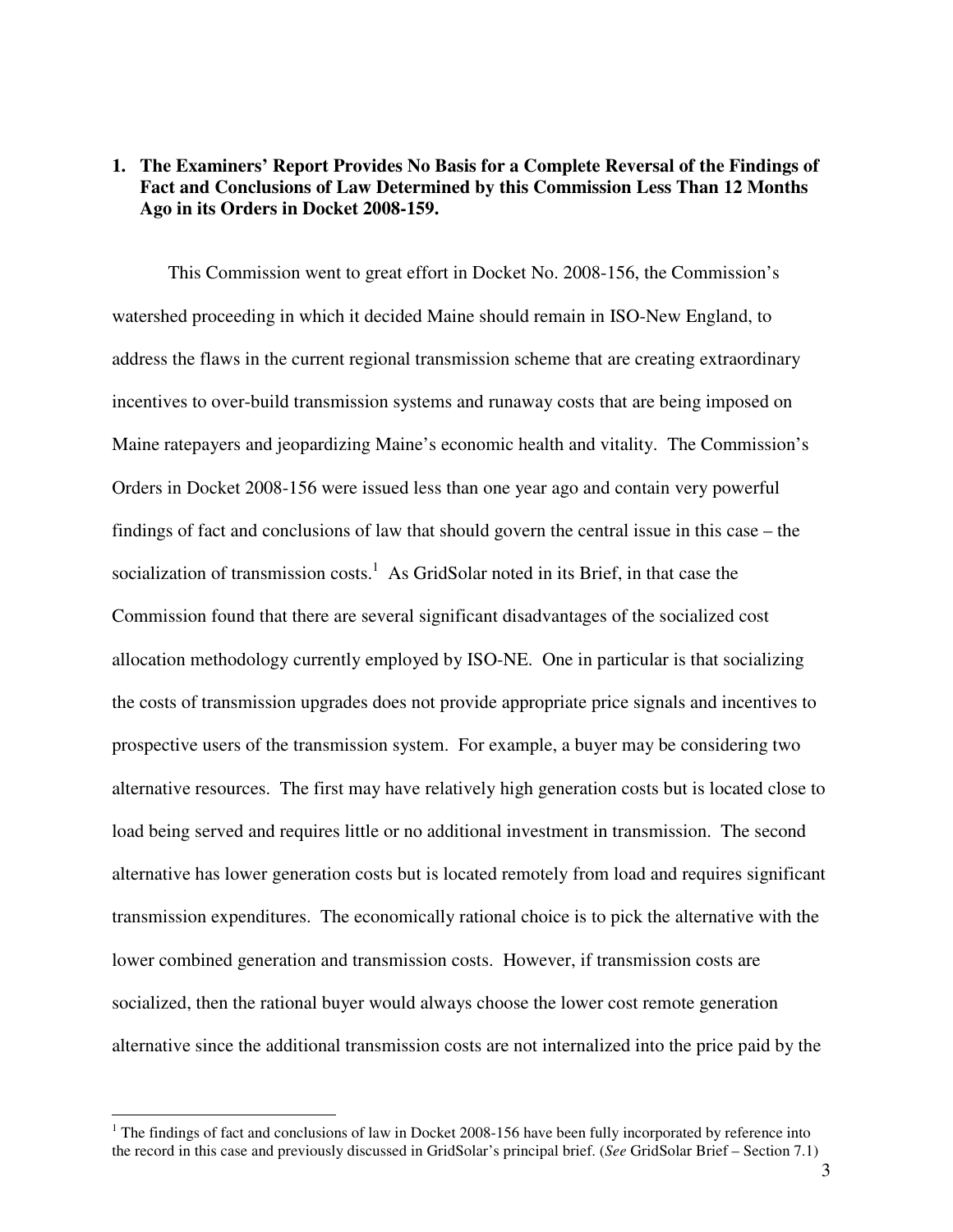**1. The Examiners' Report Provides No Basis for a Complete Reversal of the Findings of Fact and Conclusions of Law Determined by this Commission Less Than 12 Months Ago in its Orders in Docket 2008-159.**

This Commission went to great effort in Docket No. 2008-156, the Commission's watershed proceeding in which it decided Maine should remain in ISO-New England, to address the flaws in the current regional transmission scheme that are creating extraordinary incentives to over-build transmission systems and runaway costs that are being imposed on Maine ratepayers and jeopardizing Maine's economic health and vitality. The Commission's Orders in Docket 2008-156 were issued less than one year ago and contain very powerful findings of fact and conclusions of law that should govern the central issue in this case – the socialization of transmission costs.[1] As GridSolar noted in its Brief, in that case the Commission found that there are several significant disadvantages of the socialized cost allocation methodology currently employed by ISO-NE. One in particular is that socializing the costs of transmission upgrades does not provide appropriate price signals and incentives to prospective users of the transmission system. For example, a buyer may be considering two alternative resources. The first may have relatively high generation costs but is located close to load being served and requires little or no additional investment in transmission. The second alternative has lower generation costs but is located remotely from load and requires significant transmission expenditures. The economically rational choice is to pick the alternative with the lower combined generation and transmission costs. However, if transmission costs are socialized, then the rational buyer would always choose the lower cost remote generation alternative since the additional transmission costs are not internalized into the price paid by the

---

[1] The findings of fact and conclusions of law in Docket 2008-156 have been fully incorporated by reference into the record in this case and previously discussed in GridSolar's principal brief. (*See* GridSolar Brief – Section 7.1)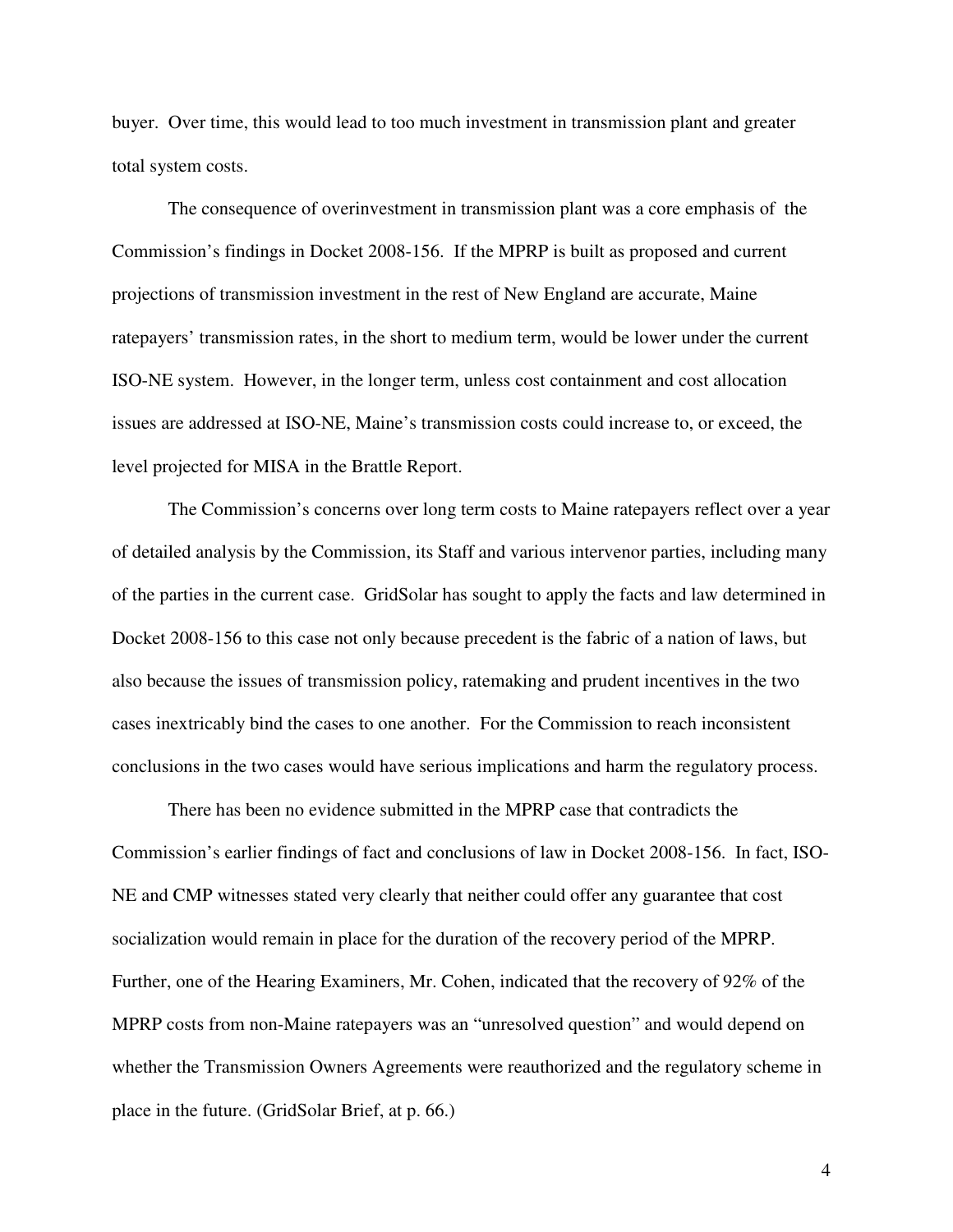buyer. Over time, this would lead to too much investment in transmission plant and greater total system costs.

The consequence of overinvestment in transmission plant was a core emphasis of the Commission's findings in Docket 2008-156. If the MPRP is built as proposed and current projections of transmission investment in the rest of New England are accurate, Maine ratepayers' transmission rates, in the short to medium term, would be lower under the current ISO-NE system. However, in the longer term, unless cost containment and cost allocation issues are addressed at ISO-NE, Maine's transmission costs could increase to, or exceed, the level projected for MISA in the Brattle Report.

The Commission's concerns over long term costs to Maine ratepayers reflect over a year of detailed analysis by the Commission, its Staff and various intervenor parties, including many of the parties in the current case. GridSolar has sought to apply the facts and law determined in Docket 2008-156 to this case not only because precedent is the fabric of a nation of laws, but also because the issues of transmission policy, ratemaking and prudent incentives in the two cases inextricably bind the cases to one another. For the Commission to reach inconsistent conclusions in the two cases would have serious implications and harm the regulatory process.

There has been no evidence submitted in the MPRP case that contradicts the Commission's earlier findings of fact and conclusions of law in Docket 2008-156. In fact, ISO-NE and CMP witnesses stated very clearly that neither could offer any guarantee that cost socialization would remain in place for the duration of the recovery period of the MPRP. Further, one of the Hearing Examiners, Mr. Cohen, indicated that the recovery of 92% of the MPRP costs from non-Maine ratepayers was an "unresolved question" and would depend on whether the Transmission Owners Agreements were reauthorized and the regulatory scheme in place in the future. (GridSolar Brief, at p. 66.)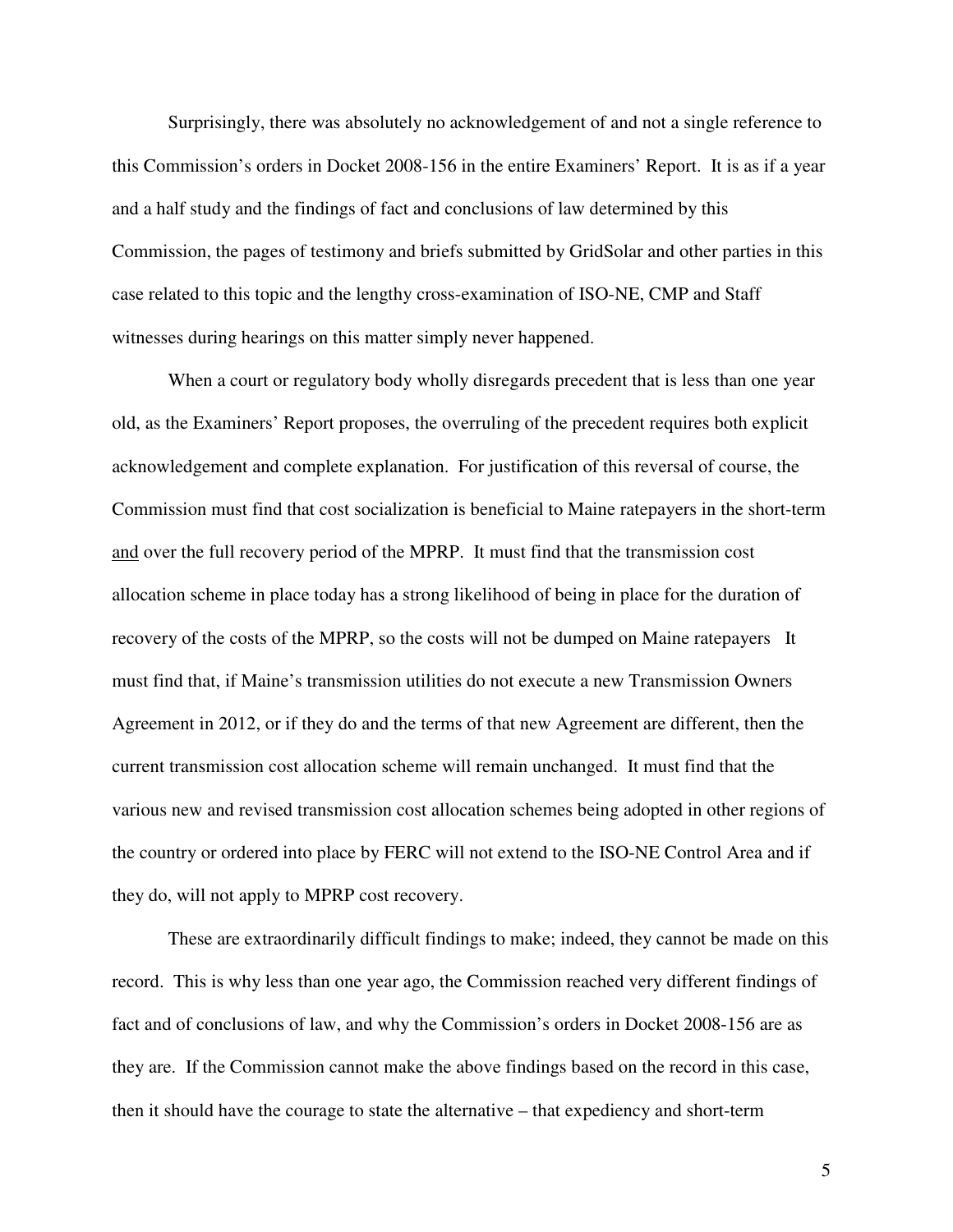Surprisingly, there was absolutely no acknowledgement of and not a single reference to this Commission's orders in Docket 2008-156 in the entire Examiners' Report. It is as if a year and a half study and the findings of fact and conclusions of law determined by this Commission, the pages of testimony and briefs submitted by GridSolar and other parties in this case related to this topic and the lengthy cross-examination of ISO-NE, CMP and Staff witnesses during hearings on this matter simply never happened.

When a court or regulatory body wholly disregards precedent that is less than one year old, as the Examiners' Report proposes, the overruling of the precedent requires both explicit acknowledgement and complete explanation. For justification of this reversal of course, the Commission must find that cost socialization is beneficial to Maine ratepayers in the short-term and over the full recovery period of the MPRP. It must find that the transmission cost allocation scheme in place today has a strong likelihood of being in place for the duration of recovery of the costs of the MPRP, so the costs will not be dumped on Maine ratepayers It must find that, if Maine's transmission utilities do not execute a new Transmission Owners Agreement in 2012, or if they do and the terms of that new Agreement are different, then the current transmission cost allocation scheme will remain unchanged. It must find that the various new and revised transmission cost allocation schemes being adopted in other regions of the country or ordered into place by FERC will not extend to the ISO-NE Control Area and if they do, will not apply to MPRP cost recovery.

These are extraordinarily difficult findings to make; indeed, they cannot be made on this record. This is why less than one year ago, the Commission reached very different findings of fact and of conclusions of law, and why the Commission's orders in Docket 2008-156 are as they are. If the Commission cannot make the above findings based on the record in this case, then it should have the courage to state the alternative – that expediency and short-term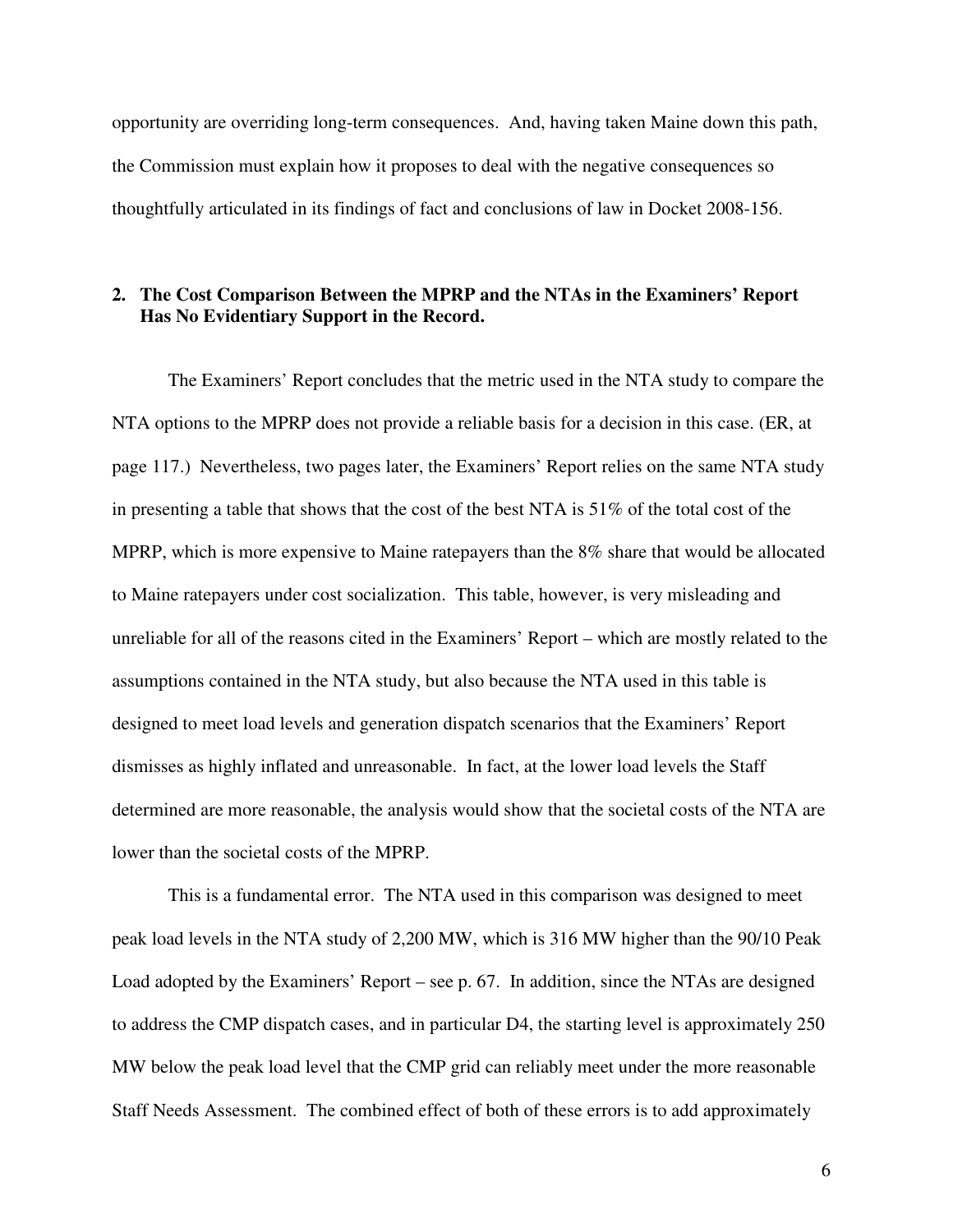opportunity are overriding long-term consequences. And, having taken Maine down this path, the Commission must explain how it proposes to deal with the negative consequences so thoughtfully articulated in its findings of fact and conclusions of law in Docket 2008-156.

## 2. The Cost Comparison Between the MPRP and the NTAs in the Examiners' Report Has No Evidentiary Support in the Record.

The Examiners' Report concludes that the metric used in the NTA study to compare the NTA options to the MPRP does not provide a reliable basis for a decision in this case. (ER, at page 117.) Nevertheless, two pages later, the Examiners' Report relies on the same NTA study in presenting a table that shows that the cost of the best NTA is 51% of the total cost of the MPRP, which is more expensive to Maine ratepayers than the 8% share that would be allocated to Maine ratepayers under cost socialization. This table, however, is very misleading and unreliable for all of the reasons cited in the Examiners' Report – which are mostly related to the assumptions contained in the NTA study, but also because the NTA used in this table is designed to meet load levels and generation dispatch scenarios that the Examiners' Report dismisses as highly inflated and unreasonable. In fact, at the lower load levels the Staff determined are more reasonable, the analysis would show that the societal costs of the NTA are lower than the societal costs of the MPRP.

This is a fundamental error. The NTA used in this comparison was designed to meet peak load levels in the NTA study of 2,200 MW, which is 316 MW higher than the 90/10 Peak Load adopted by the Examiners' Report – see p. 67. In addition, since the NTAs are designed to address the CMP dispatch cases, and in particular D4, the starting level is approximately 250 MW below the peak load level that the CMP grid can reliably meet under the more reasonable Staff Needs Assessment. The combined effect of both of these errors is to add approximately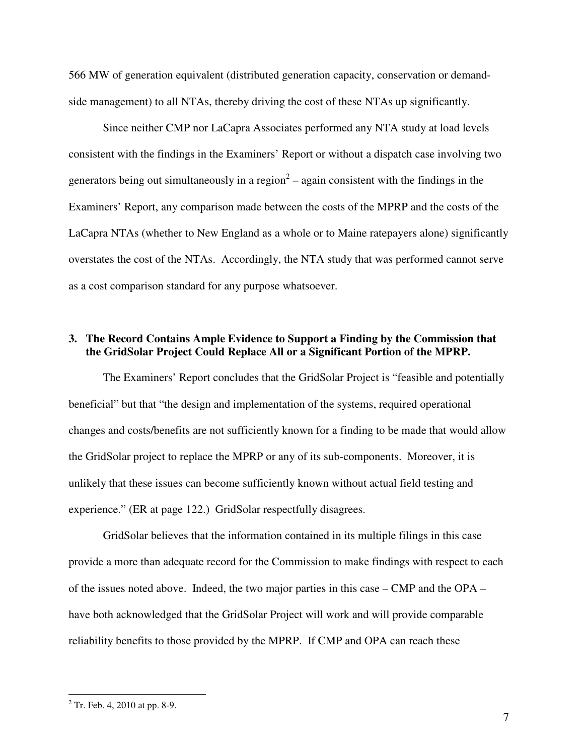566 MW of generation equivalent (distributed generation capacity, conservation or demand-side management) to all NTAs, thereby driving the cost of these NTAs up significantly.

Since neither CMP nor LaCapra Associates performed any NTA study at load levels consistent with the findings in the Examiners' Report or without a dispatch case involving two generators being out simultaneously in a region[2] – again consistent with the findings in the Examiners' Report, any comparison made between the costs of the MPRP and the costs of the LaCapra NTAs (whether to New England as a whole or to Maine ratepayers alone) significantly overstates the cost of the NTAs. Accordingly, the NTA study that was performed cannot serve as a cost comparison standard for any purpose whatsoever.

### 3. The Record Contains Ample Evidence to Support a Finding by the Commission that the GridSolar Project Could Replace All or a Significant Portion of the MPRP.

The Examiners' Report concludes that the GridSolar Project is "feasible and potentially beneficial" but that "the design and implementation of the systems, required operational changes and costs/benefits are not sufficiently known for a finding to be made that would allow the GridSolar project to replace the MPRP or any of its sub-components. Moreover, it is unlikely that these issues can become sufficiently known without actual field testing and experience." (ER at page 122.) GridSolar respectfully disagrees.

GridSolar believes that the information contained in its multiple filings in this case provide a more than adequate record for the Commission to make findings with respect to each of the issues noted above. Indeed, the two major parties in this case – CMP and the OPA – have both acknowledged that the GridSolar Project will work and will provide comparable reliability benefits to those provided by the MPRP. If CMP and OPA can reach these

[2] Tr. Feb. 4, 2010 at pp. 8-9.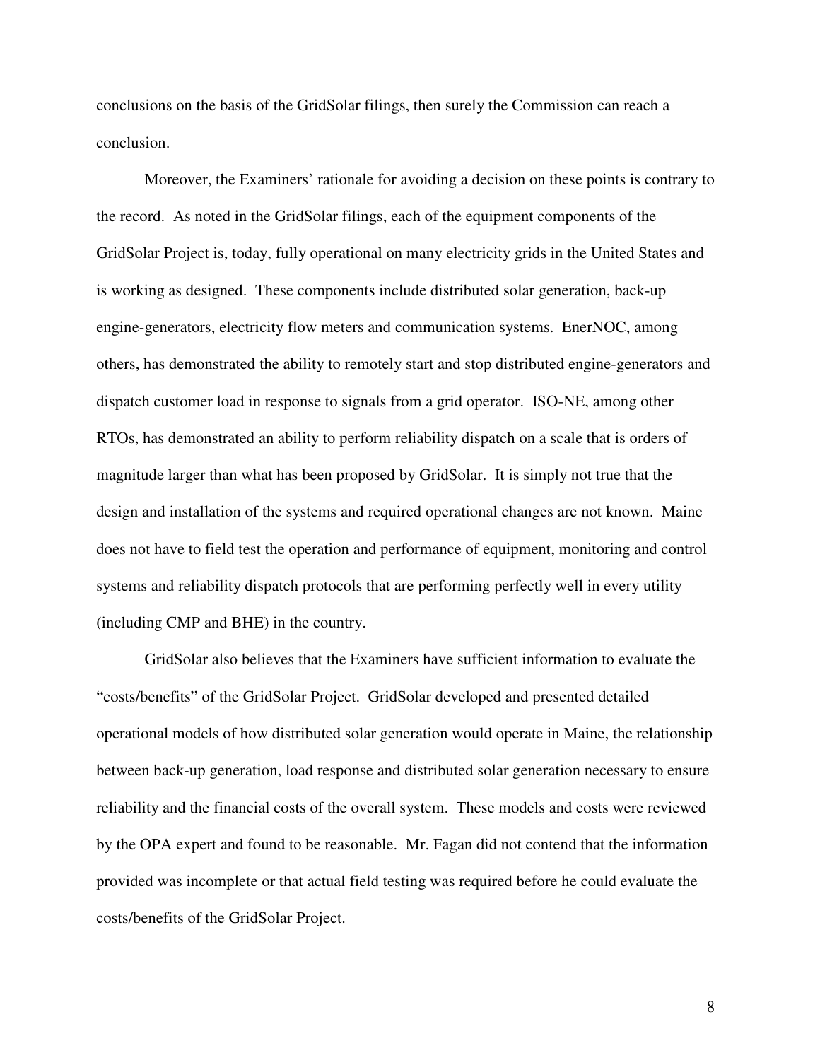conclusions on the basis of the GridSolar filings, then surely the Commission can reach a conclusion.

Moreover, the Examiners' rationale for avoiding a decision on these points is contrary to the record. As noted in the GridSolar filings, each of the equipment components of the GridSolar Project is, today, fully operational on many electricity grids in the United States and is working as designed. These components include distributed solar generation, back-up engine-generators, electricity flow meters and communication systems. EnerNOC, among others, has demonstrated the ability to remotely start and stop distributed engine-generators and dispatch customer load in response to signals from a grid operator. ISO-NE, among other RTOs, has demonstrated an ability to perform reliability dispatch on a scale that is orders of magnitude larger than what has been proposed by GridSolar. It is simply not true that the design and installation of the systems and required operational changes are not known. Maine does not have to field test the operation and performance of equipment, monitoring and control systems and reliability dispatch protocols that are performing perfectly well in every utility (including CMP and BHE) in the country.

GridSolar also believes that the Examiners have sufficient information to evaluate the "costs/benefits" of the GridSolar Project. GridSolar developed and presented detailed operational models of how distributed solar generation would operate in Maine, the relationship between back-up generation, load response and distributed solar generation necessary to ensure reliability and the financial costs of the overall system. These models and costs were reviewed by the OPA expert and found to be reasonable. Mr. Fagan did not contend that the information provided was incomplete or that actual field testing was required before he could evaluate the costs/benefits of the GridSolar Project.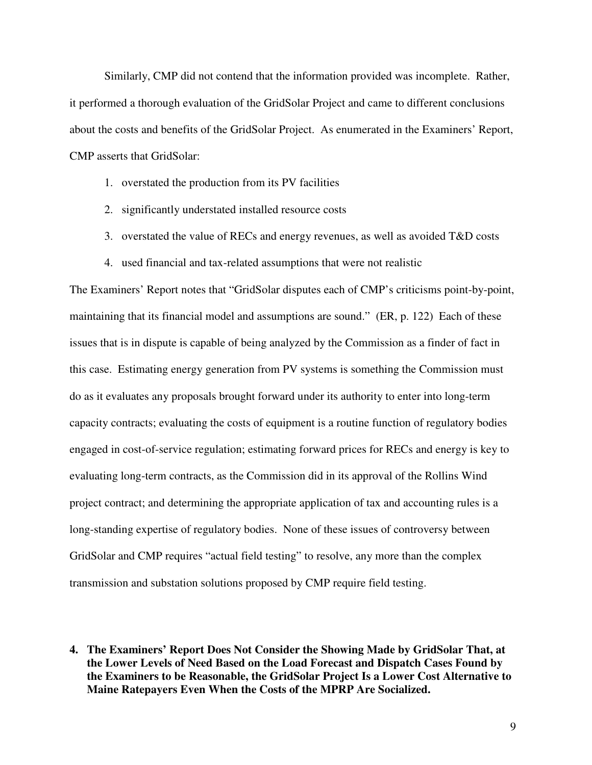Similarly, CMP did not contend that the information provided was incomplete. Rather, it performed a thorough evaluation of the GridSolar Project and came to different conclusions about the costs and benefits of the GridSolar Project. As enumerated in the Examiners' Report, CMP asserts that GridSolar:

1. overstated the production from its PV facilities
2. significantly understated installed resource costs
3. overstated the value of RECs and energy revenues, as well as avoided T&D costs
4. used financial and tax-related assumptions that were not realistic

The Examiners' Report notes that "GridSolar disputes each of CMP's criticisms point-by-point, maintaining that its financial model and assumptions are sound." (ER, p. 122) Each of these issues that is in dispute is capable of being analyzed by the Commission as a finder of fact in this case. Estimating energy generation from PV systems is something the Commission must do as it evaluates any proposals brought forward under its authority to enter into long-term capacity contracts; evaluating the costs of equipment is a routine function of regulatory bodies engaged in cost-of-service regulation; estimating forward prices for RECs and energy is key to evaluating long-term contracts, as the Commission did in its approval of the Rollins Wind project contract; and determining the appropriate application of tax and accounting rules is a long-standing expertise of regulatory bodies. None of these issues of controversy between GridSolar and CMP requires "actual field testing" to resolve, any more than the complex transmission and substation solutions proposed by CMP require field testing.

**4. The Examiners' Report Does Not Consider the Showing Made by GridSolar That, at the Lower Levels of Need Based on the Load Forecast and Dispatch Cases Found by the Examiners to be Reasonable, the GridSolar Project Is a Lower Cost Alternative to Maine Ratepayers Even When the Costs of the MPRP Are Socialized.**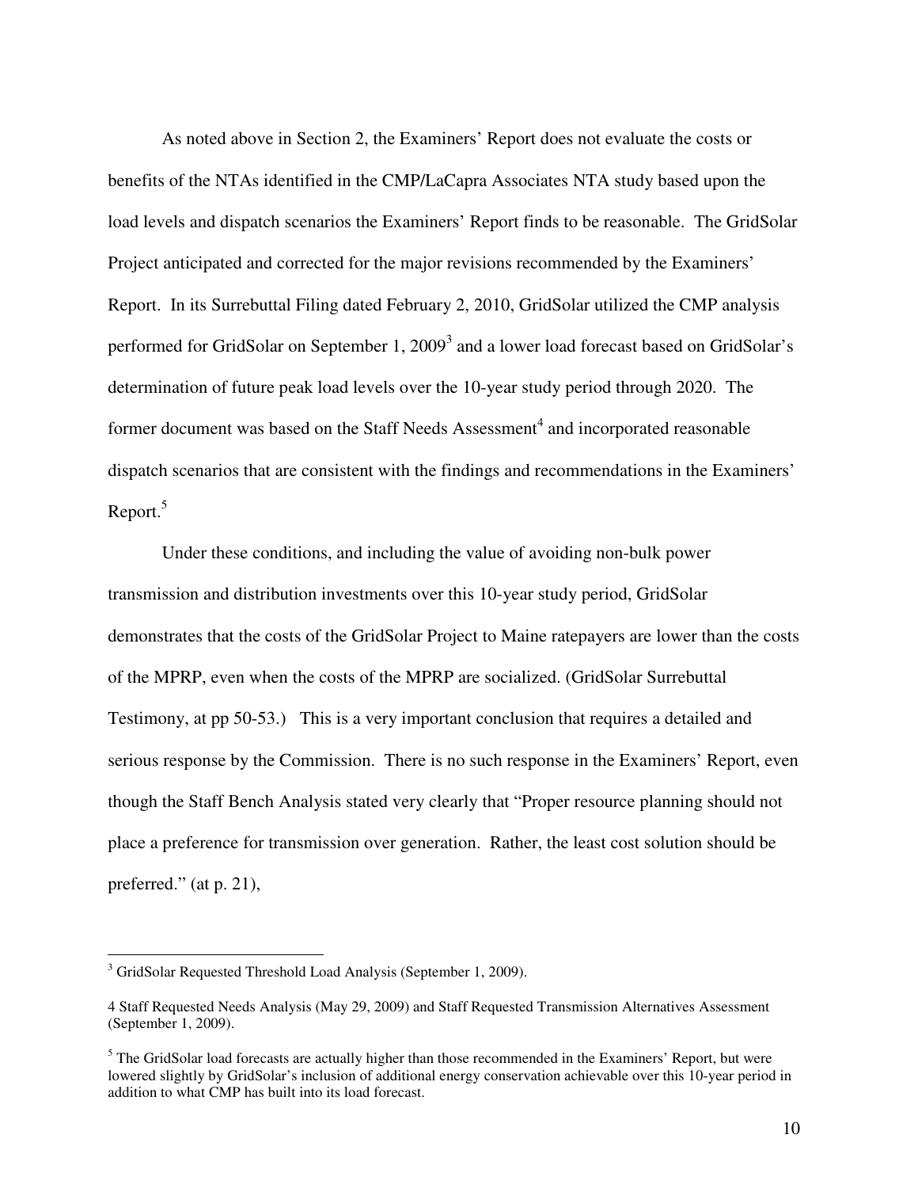As noted above in Section 2, the Examiners' Report does not evaluate the costs or benefits of the NTAs identified in the CMP/LaCapra Associates NTA study based upon the load levels and dispatch scenarios the Examiners' Report finds to be reasonable. The GridSolar Project anticipated and corrected for the major revisions recommended by the Examiners' Report. In its Surrebuttal Filing dated February 2, 2010, GridSolar utilized the CMP analysis performed for GridSolar on September 1, 2009[3] and a lower load forecast based on GridSolar's determination of future peak load levels over the 10-year study period through 2020. The former document was based on the Staff Needs Assessment[4] and incorporated reasonable dispatch scenarios that are consistent with the findings and recommendations in the Examiners' Report.[5]

Under these conditions, and including the value of avoiding non-bulk power transmission and distribution investments over this 10-year study period, GridSolar demonstrates that the costs of the GridSolar Project to Maine ratepayers are lower than the costs of the MPRP, even when the costs of the MPRP are socialized. (GridSolar Surrebuttal Testimony, at pp 50-53.) This is a very important conclusion that requires a detailed and serious response by the Commission. There is no such response in the Examiners' Report, even though the Staff Bench Analysis stated very clearly that "Proper resource planning should not place a preference for transmission over generation. Rather, the least cost solution should be preferred." (at p. 21),

---

[3] GridSolar Requested Threshold Load Analysis (September 1, 2009).

4 Staff Requested Needs Analysis (May 29, 2009) and Staff Requested Transmission Alternatives Assessment (September 1, 2009).

[5] The GridSolar load forecasts are actually higher than those recommended in the Examiners' Report, but were lowered slightly by GridSolar's inclusion of additional energy conservation achievable over this 10-year period in addition to what CMP has built into its load forecast.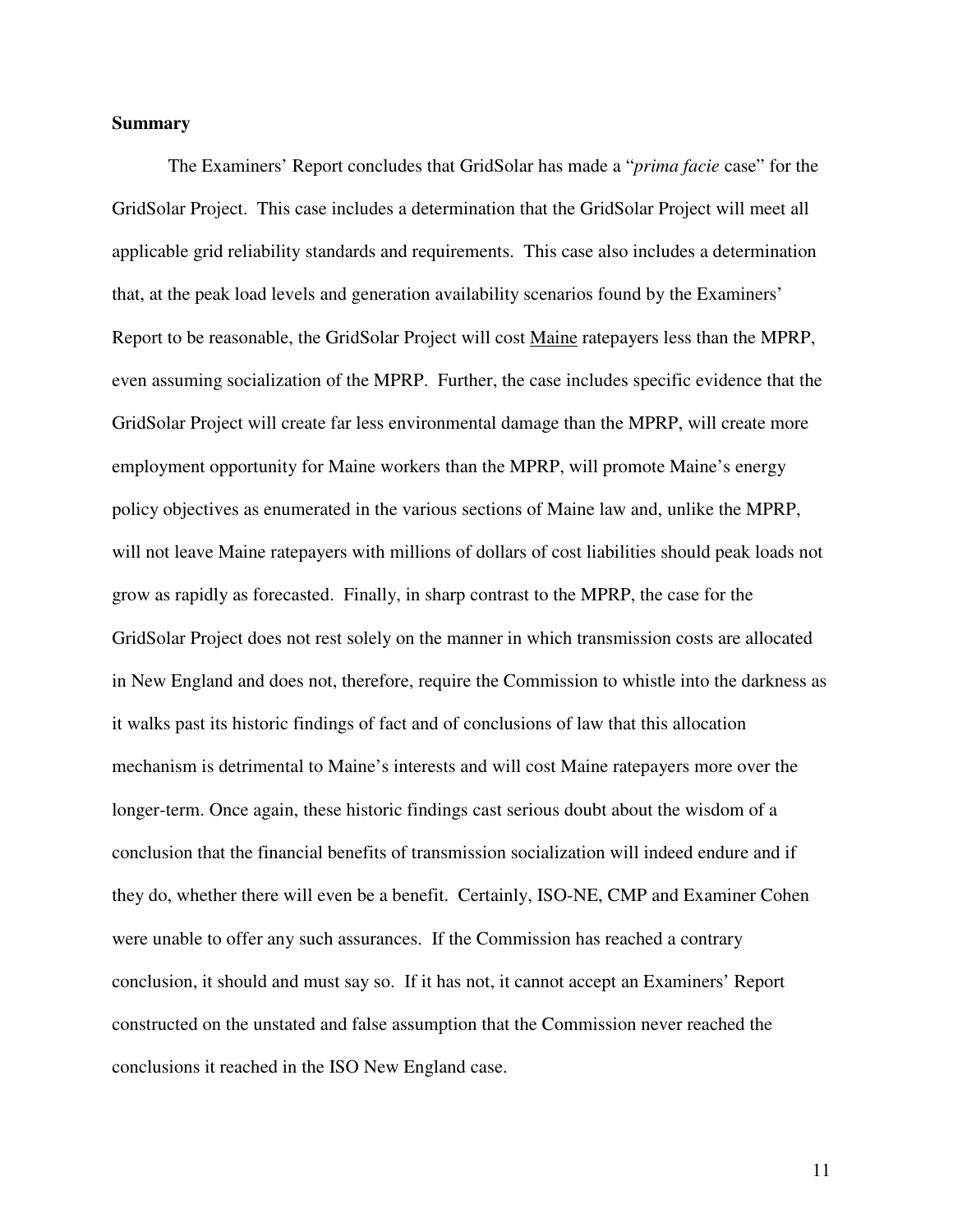**Summary**

The Examiners' Report concludes that GridSolar has made a "*prima facie* case" for the GridSolar Project. This case includes a determination that the GridSolar Project will meet all applicable grid reliability standards and requirements. This case also includes a determination that, at the peak load levels and generation availability scenarios found by the Examiners' Report to be reasonable, the GridSolar Project will cost <u>Maine</u> ratepayers less than the MPRP, even assuming socialization of the MPRP. Further, the case includes specific evidence that the GridSolar Project will create far less environmental damage than the MPRP, will create more employment opportunity for Maine workers than the MPRP, will promote Maine's energy policy objectives as enumerated in the various sections of Maine law and, unlike the MPRP, will not leave Maine ratepayers with millions of dollars of cost liabilities should peak loads not grow as rapidly as forecasted. Finally, in sharp contrast to the MPRP, the case for the GridSolar Project does not rest solely on the manner in which transmission costs are allocated in New England and does not, therefore, require the Commission to whistle into the darkness as it walks past its historic findings of fact and of conclusions of law that this allocation mechanism is detrimental to Maine's interests and will cost Maine ratepayers more over the longer-term. Once again, these historic findings cast serious doubt about the wisdom of a conclusion that the financial benefits of transmission socialization will indeed endure and if they do, whether there will even be a benefit. Certainly, ISO-NE, CMP and Examiner Cohen were unable to offer any such assurances. If the Commission has reached a contrary conclusion, it should and must say so. If it has not, it cannot accept an Examiners' Report constructed on the unstated and false assumption that the Commission never reached the conclusions it reached in the ISO New England case.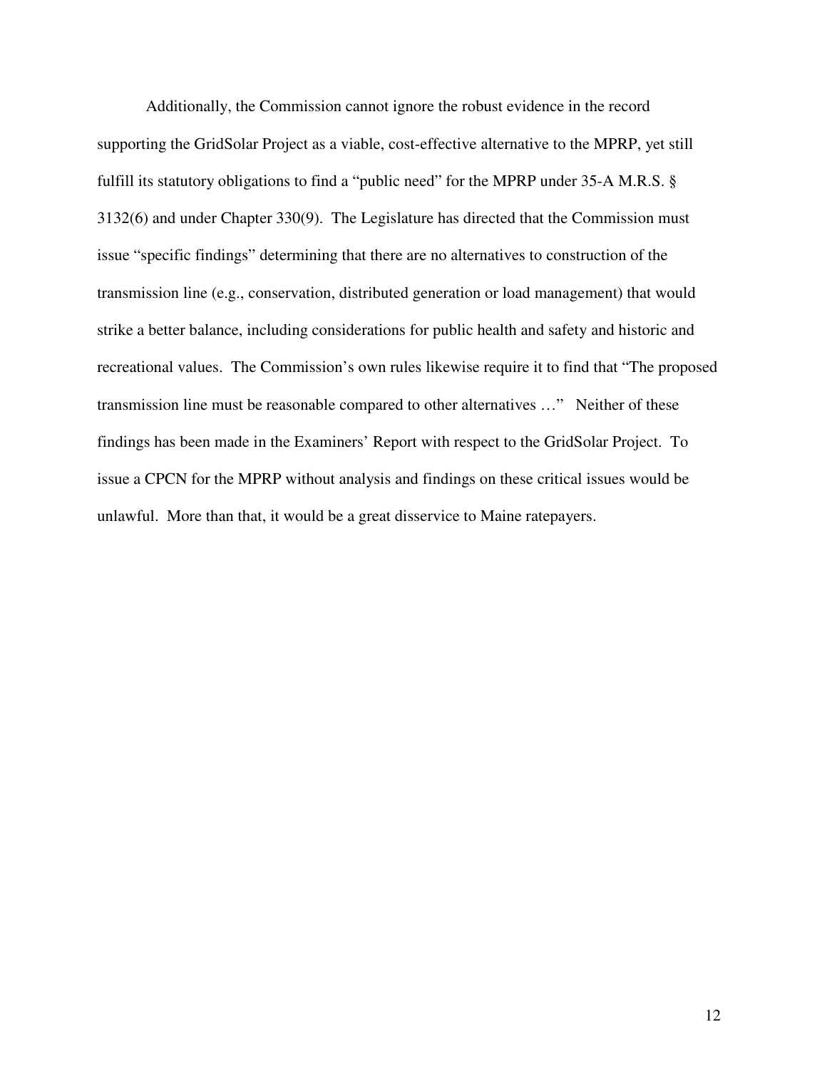Additionally, the Commission cannot ignore the robust evidence in the record supporting the GridSolar Project as a viable, cost-effective alternative to the MPRP, yet still fulfill its statutory obligations to find a "public need" for the MPRP under 35-A M.R.S. § 3132(6) and under Chapter 330(9). The Legislature has directed that the Commission must issue "specific findings" determining that there are no alternatives to construction of the transmission line (e.g., conservation, distributed generation or load management) that would strike a better balance, including considerations for public health and safety and historic and recreational values. The Commission's own rules likewise require it to find that "The proposed transmission line must be reasonable compared to other alternatives …" Neither of these findings has been made in the Examiners' Report with respect to the GridSolar Project. To issue a CPCN for the MPRP without analysis and findings on these critical issues would be unlawful. More than that, it would be a great disservice to Maine ratepayers.